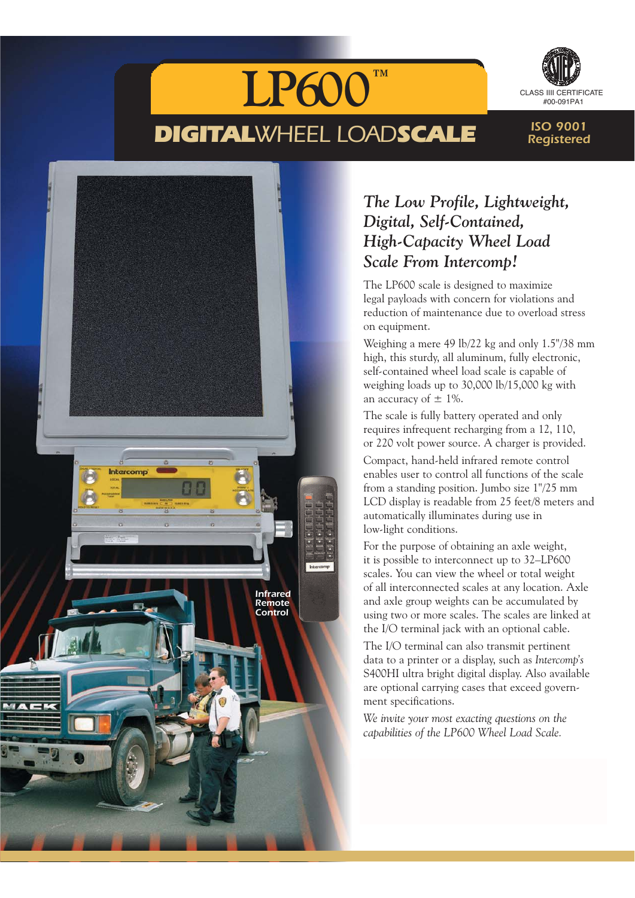# LP600™

## DIGITAL WHEEL LOAD SCALE

CLASS IIII CERTIFICATE
#00-091PA1

ISO 9001
Registered

Infrared Remote Control

### *The Low Profile, Lightweight, Digital, Self-Contained, High-Capacity Wheel Load Scale From Intercomp!*

The LP600 scale is designed to maximize legal payloads with concern for violations and reduction of maintenance due to overload stress on equipment.

Weighing a mere 49 lb/22 kg and only 1.5"/38 mm high, this sturdy, all aluminum, fully electronic, self-contained wheel load scale is capable of weighing loads up to 30,000 lb/15,000 kg with an accuracy of ± 1%.

The scale is fully battery operated and only requires infrequent recharging from a 12, 110, or 220 volt power source. A charger is provided.

Compact, hand-held infrared remote control enables user to control all functions of the scale from a standing position. Jumbo size 1"/25 mm LCD display is readable from 25 feet/8 meters and automatically illuminates during use in low-light conditions.

For the purpose of obtaining an axle weight, it is possible to interconnect up to 32–LP600 scales. You can view the wheel or total weight of all interconnected scales at any location. Axle and axle group weights can be accumulated by using two or more scales. The scales are linked at the I/O terminal jack with an optional cable.

The I/O terminal can also transmit pertinent data to a printer or a display, such as *Intercomp's* S400HI ultra bright digital display. Also available are optional carrying cases that exceed government specifications.

*We invite your most exacting questions on the capabilities of the LP600 Wheel Load Scale.*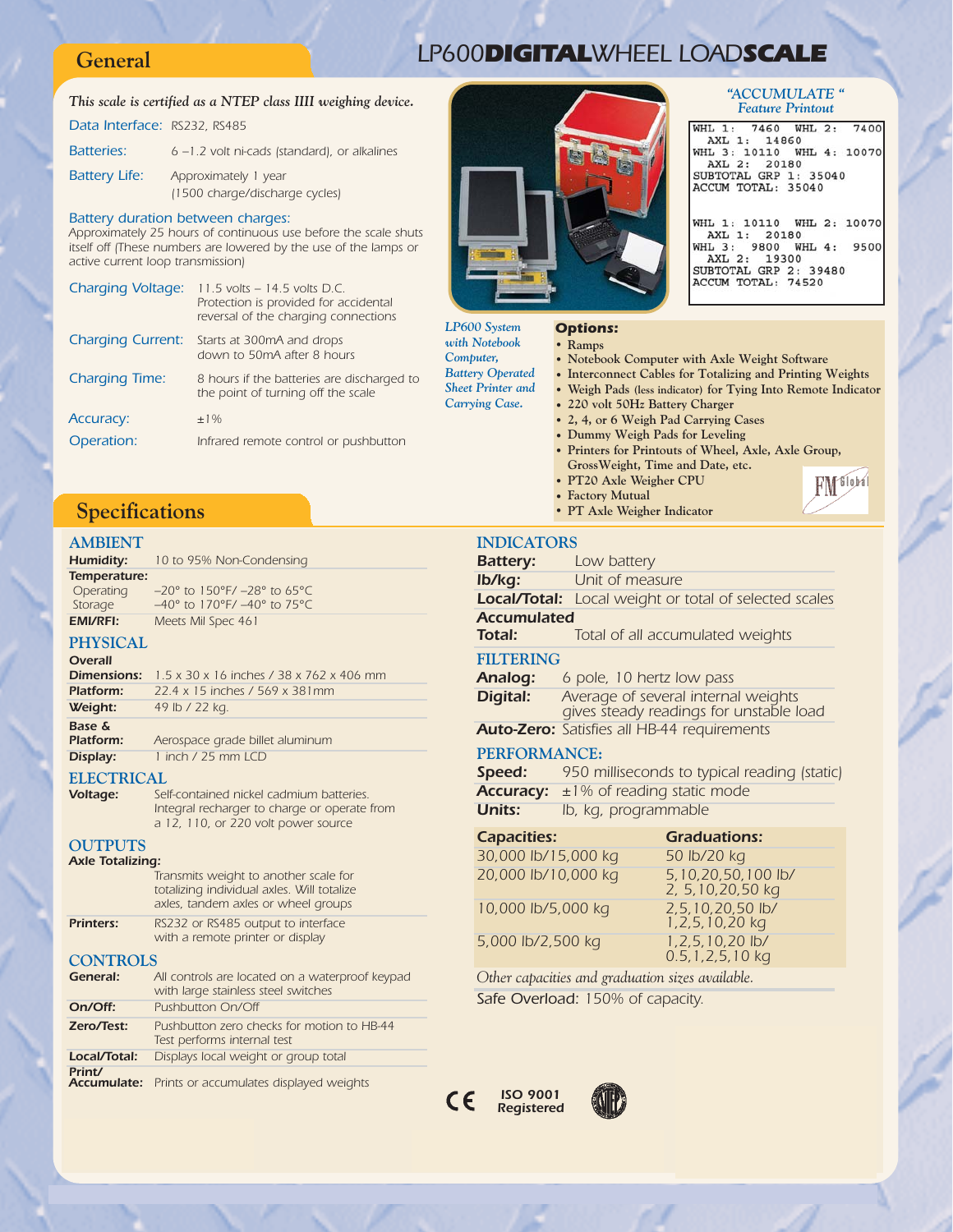# LP600 DIGITAL WHEEL LOAD SCALE

## General

*This scale is certified as a NTEP class IIII weighing device.*

| | |
|---|---|
| Data Interface: | RS232, RS485 |
| Batteries: | 6 –1.2 volt ni-cads (standard), or alkalines |
| Battery Life: | Approximately 1 year (1500 charge/discharge cycles) |

Battery duration between charges:
Approximately 25 hours of continuous use before the scale shuts itself off (These numbers are lowered by the use of the lamps or active current loop transmission)

| | |
|---|---|
| Charging Voltage: | 11.5 volts – 14.5 volts D.C. Protection is provided for accidental reversal of the charging connections |
| Charging Current: | Starts at 300mA and drops down to 50mA after 8 hours |
| Charging Time: | 8 hours if the batteries are discharged to the point of turning off the scale |
| Accuracy: | ±1% |
| Operation: | Infrared remote control or pushbutton |

*LP600 System with Notebook Computer, Battery Operated Sheet Printer and Carrying Case.*

*"ACCUMULATE" Feature Printout*

```
WHL 1:   7460   WHL 2:   7400
  AXL 1:   14860
WHL 3: 10110   WHL 4: 10070
  AXL 2:   20180
SUBTOTAL GRP 1: 35040
ACCUM TOTAL: 35040

WHL 1: 10110   WHL 2: 10070
  AXL 1:   20180
WHL 3:  9800   WHL 4:   9500
  AXL 2:   19300
SUBTOTAL GRP 2: 39480
ACCUM TOTAL: 74520
```

**Options:**

- Ramps
- Notebook Computer with Axle Weight Software
- Interconnect Cables for Totalizing and Printing Weights
- Weigh Pads (less indicator) for Tying Into Remote Indicator
- 220 volt 50Hz Battery Charger
- 2, 4, or 6 Weigh Pad Carrying Cases
- Dummy Weigh Pads for Leveling
- Printers for Printouts of Wheel, Axle, Axle Group, GrossWeight, Time and Date, etc.
- PT20 Axle Weigher CPU
- Factory Mutual
- PT Axle Weigher Indicator

FM Global

## Specifications

### AMBIENT

| | |
|---|---|
| **Humidity:** | 10 to 95% Non-Condensing |
| **Temperature:** | |
| Operating | –20° to 150°F/ –28° to 65°C |
| Storage | –40° to 170°F/ –40° to 75°C |
| **EMI/RFI:** | Meets Mil Spec 461 |

### PHYSICAL

| | |
|---|---|
| **Overall Dimensions:** | 1.5 x 30 x 16 inches / 38 x 762 x 406 mm |
| **Platform:** | 22.4 x 15 inches / 569 x 381mm |
| **Weight:** | 49 lb / 22 kg. |
| **Base & Platform:** | Aerospace grade billet aluminum |
| **Display:** | 1 inch / 25 mm LCD |

### ELECTRICAL

| | |
|---|---|
| **Voltage:** | Self-contained nickel cadmium batteries. Integral recharger to charge or operate from a 12, 110, or 220 volt power source |

### OUTPUTS

| | |
|---|---|
| **Axle Totalizing:** | Transmits weight to another scale for totalizing individual axles. Will totalize axles, tandem axles or wheel groups |
| **Printers:** | RS232 or RS485 output to interface with a remote printer or display |

### CONTROLS

| | |
|---|---|
| **General:** | All controls are located on a waterproof keypad with large stainless steel switches |
| **On/Off:** | Pushbutton On/Off |
| **Zero/Test:** | Pushbutton zero checks for motion to HB-44 Test performs internal test |
| **Local/Total:** | Displays local weight or group total |
| **Print/ Accumulate:** | Prints or accumulates displayed weights |

### INDICATORS

| | |
|---|---|
| **Battery:** | Low battery |
| **lb/kg:** | Unit of measure |
| **Local/Total:** | Local weight or total of selected scales |
| **Accumulated Total:** | Total of all accumulated weights |

### FILTERING

| | |
|---|---|
| **Analog:** | 6 pole, 10 hertz low pass |
| **Digital:** | Average of several internal weights gives steady readings for unstable load |
| **Auto-Zero:** | Satisfies all HB-44 requirements |

### PERFORMANCE:

| | |
|---|---|
| **Speed:** | 950 milliseconds to typical reading (static) |
| **Accuracy:** | ±1% of reading static mode |
| **Units:** | lb, kg, programmable |

| Capacities: | Graduations: |
|---|---|
| 30,000 lb/15,000 kg | 50 lb/20 kg |
| 20,000 lb/10,000 kg | 5,10,20,50,100 lb/ 2, 5,10,20,50 kg |
| 10,000 lb/5,000 kg | 2,5,10,20,50 lb/ 1,2,5,10,20 kg |
| 5,000 lb/2,500 kg | 1,2,5,10,20 lb/ 0.5,1,2,5,10 kg |

*Other capacities and graduation sizes available.*

Safe Overload: 150% of capacity.

CE ISO 9001 Registered